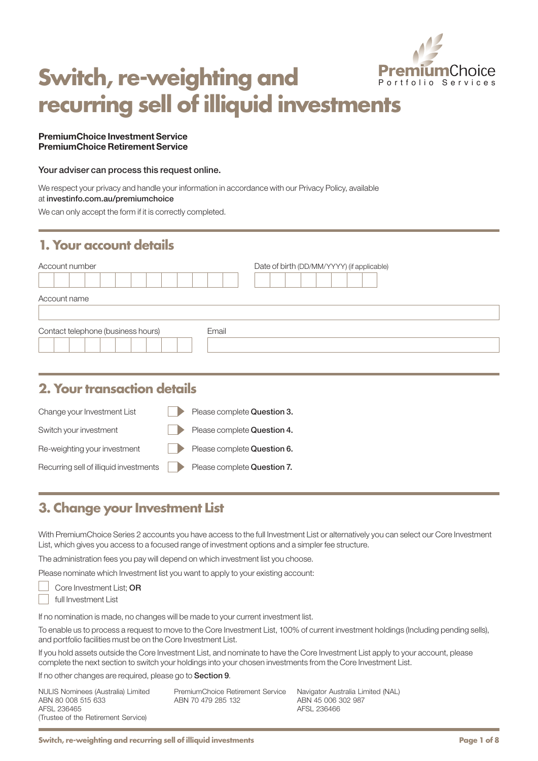# Switch, re-weighting and recurring sell of illiquid investments

PremiumChoice Portfolio Services

**PremiumChoice Investment Service**
**PremiumChoice Retirement Service**

Your adviser can process this request online.

We respect your privacy and handle your information in accordance with our Privacy Policy, available at investinfo.com.au/premiumchoice

We can only accept the form if it is correctly completed.

## 1. Your account details

Account number

Date of birth (DD/MM/YYYY) (if applicable)

Account name

Contact telephone (business hours)

Email

## 2. Your transaction details

| | |
|---|---|
| Change your Investment List | Please complete **Question 3.** |
| Switch your investment | Please complete **Question 4.** |
| Re-weighting your investment | Please complete **Question 6.** |
| Recurring sell of illiquid investments | Please complete **Question 7.** |

## 3. Change your Investment List

With PremiumChoice Series 2 accounts you have access to the full Investment List or alternatively you can select our Core Investment List, which gives you access to a focused range of investment options and a simpler fee structure.

The administration fees you pay will depend on which investment list you choose.

Please nominate which Investment list you want to apply to your existing account:

- [ ] Core Investment List; **OR**
- [ ] full Investment List

If no nomination is made, no changes will be made to your current investment list.

To enable us to process a request to move to the Core Investment List, 100% of current investment holdings (Including pending sells), and portfolio facilities must be on the Core Investment List.

If you hold assets outside the Core Investment List, and nominate to have the Core Investment List apply to your account, please complete the next section to switch your holdings into your chosen investments from the Core Investment List.

If no other changes are required, please go to **Section 9**.

NULIS Nominees (Australia) Limited
ABN 80 008 515 633
AFSL 236465
(Trustee of the Retirement Service)

PremiumChoice Retirement Service
ABN 70 479 285 132

Navigator Australia Limited (NAL)
ABN 45 006 302 987
AFSL 236466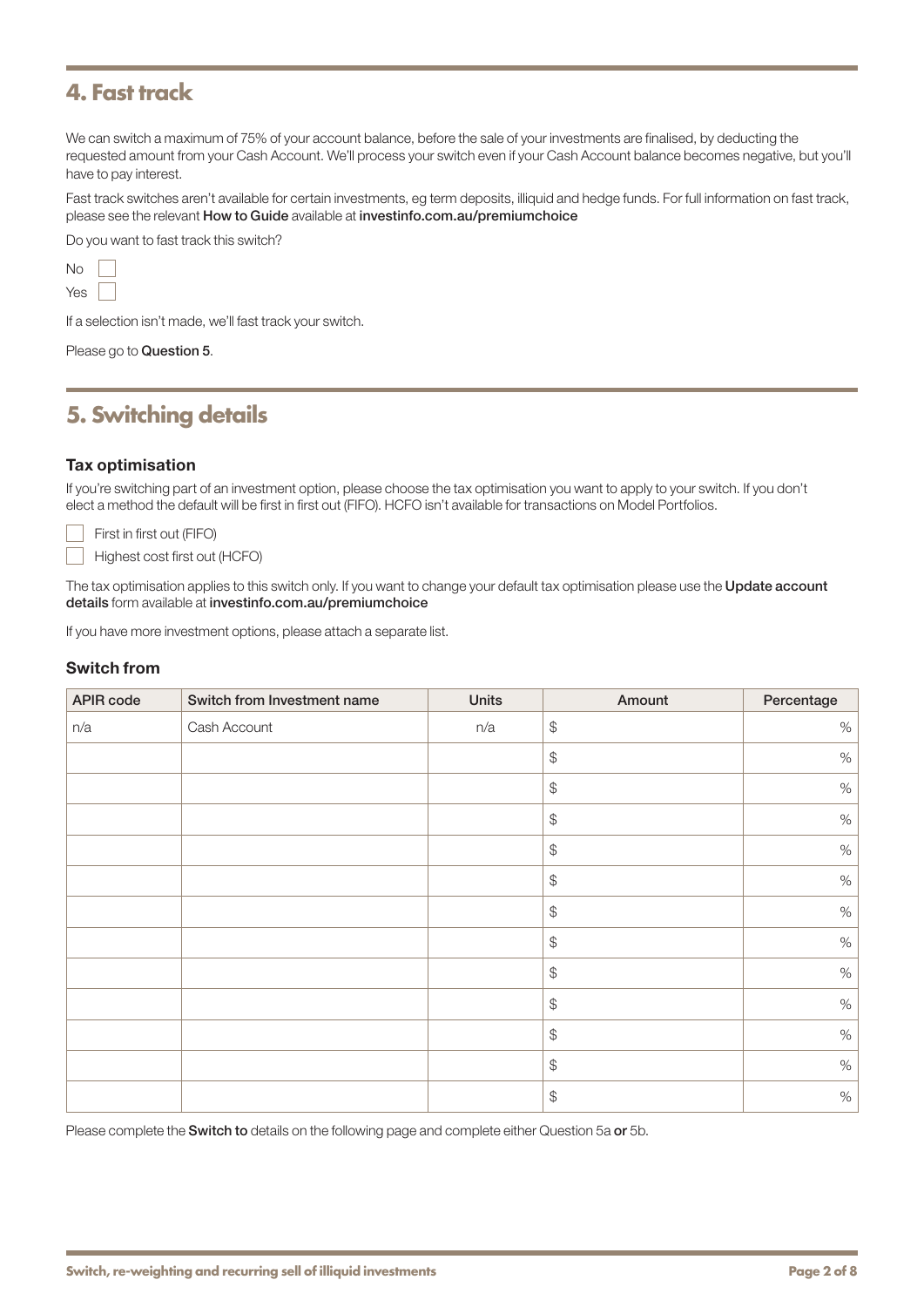## 4. Fast track

We can switch a maximum of 75% of your account balance, before the sale of your investments are finalised, by deducting the requested amount from your Cash Account. We'll process your switch even if your Cash Account balance becomes negative, but you'll have to pay interest.

Fast track switches aren't available for certain investments, eg term deposits, illiquid and hedge funds. For full information on fast track, please see the relevant **How to Guide** available at **investinfo.com.au/premiumchoice**

Do you want to fast track this switch?

- [ ] No
- [ ] Yes

If a selection isn't made, we'll fast track your switch.

Please go to **Question 5**.

## 5. Switching details

### Tax optimisation

If you're switching part of an investment option, please choose the tax optimisation you want to apply to your switch. If you don't elect a method the default will be first in first out (FIFO). HCFO isn't available for transactions on Model Portfolios.

- [ ] First in first out (FIFO)
- [ ] Highest cost first out (HCFO)

The tax optimisation applies to this switch only. If you want to change your default tax optimisation please use the **Update account details** form available at **investinfo.com.au/premiumchoice**

If you have more investment options, please attach a separate list.

### Switch from

| APIR code | Switch from Investment name | Units | Amount | Percentage |
|---|---|---|---|---|
| n/a | Cash Account | n/a | $ | % |
| | | | $ | % |
| | | | $ | % |
| | | | $ | % |
| | | | $ | % |
| | | | $ | % |
| | | | $ | % |
| | | | $ | % |
| | | | $ | % |
| | | | $ | % |
| | | | $ | % |
| | | | $ | % |
| | | | $ | % |

Please complete the **Switch to** details on the following page and complete either Question 5a **or** 5b.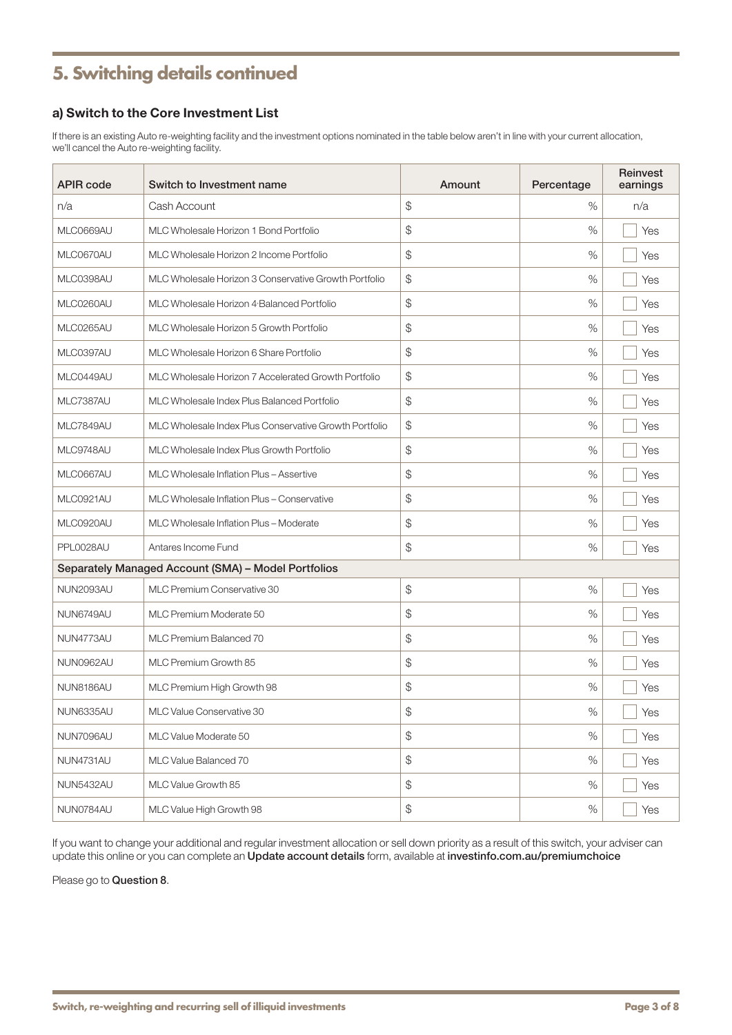# 5. Switching details continued

### a) Switch to the Core Investment List

If there is an existing Auto re-weighting facility and the investment options nominated in the table below aren't in line with your current allocation, we'll cancel the Auto re-weighting facility.

| APIR code | Switch to Investment name | Amount | Percentage | Reinvest earnings |
|---|---|---|---|---|
| n/a | Cash Account | $ | % | n/a |
| MLC0669AU | MLC Wholesale Horizon 1 Bond Portfolio | $ | % | ☐ Yes |
| MLC0670AU | MLC Wholesale Horizon 2 Income Portfolio | $ | % | ☐ Yes |
| MLC0398AU | MLC Wholesale Horizon 3 Conservative Growth Portfolio | $ | % | ☐ Yes |
| MLC0260AU | MLC Wholesale Horizon 4 Balanced Portfolio | $ | % | ☐ Yes |
| MLC0265AU | MLC Wholesale Horizon 5 Growth Portfolio | $ | % | ☐ Yes |
| MLC0397AU | MLC Wholesale Horizon 6 Share Portfolio | $ | % | ☐ Yes |
| MLC0449AU | MLC Wholesale Horizon 7 Accelerated Growth Portfolio | $ | % | ☐ Yes |
| MLC7387AU | MLC Wholesale Index Plus Balanced Portfolio | $ | % | ☐ Yes |
| MLC7849AU | MLC Wholesale Index Plus Conservative Growth Portfolio | $ | % | ☐ Yes |
| MLC9748AU | MLC Wholesale Index Plus Growth Portfolio | $ | % | ☐ Yes |
| MLC0667AU | MLC Wholesale Inflation Plus – Assertive | $ | % | ☐ Yes |
| MLC0921AU | MLC Wholesale Inflation Plus – Conservative | $ | % | ☐ Yes |
| MLC0920AU | MLC Wholesale Inflation Plus – Moderate | $ | % | ☐ Yes |
| PPL0028AU | Antares Income Fund | $ | % | ☐ Yes |
| **Separately Managed Account (SMA) – Model Portfolios** | | | | |
| NUN2093AU | MLC Premium Conservative 30 | $ | % | ☐ Yes |
| NUN6749AU | MLC Premium Moderate 50 | $ | % | ☐ Yes |
| NUN4773AU | MLC Premium Balanced 70 | $ | % | ☐ Yes |
| NUN0962AU | MLC Premium Growth 85 | $ | % | ☐ Yes |
| NUN8186AU | MLC Premium High Growth 98 | $ | % | ☐ Yes |
| NUN6335AU | MLC Value Conservative 30 | $ | % | ☐ Yes |
| NUN7096AU | MLC Value Moderate 50 | $ | % | ☐ Yes |
| NUN4731AU | MLC Value Balanced 70 | $ | % | ☐ Yes |
| NUN5432AU | MLC Value Growth 85 | $ | % | ☐ Yes |
| NUN0784AU | MLC Value High Growth 98 | $ | % | ☐ Yes |

If you want to change your additional and regular investment allocation or sell down priority as a result of this switch, your adviser can update this online or you can complete an **Update account details** form, available at **investinfo.com.au/premiumchoice**

Please go to **Question 8**.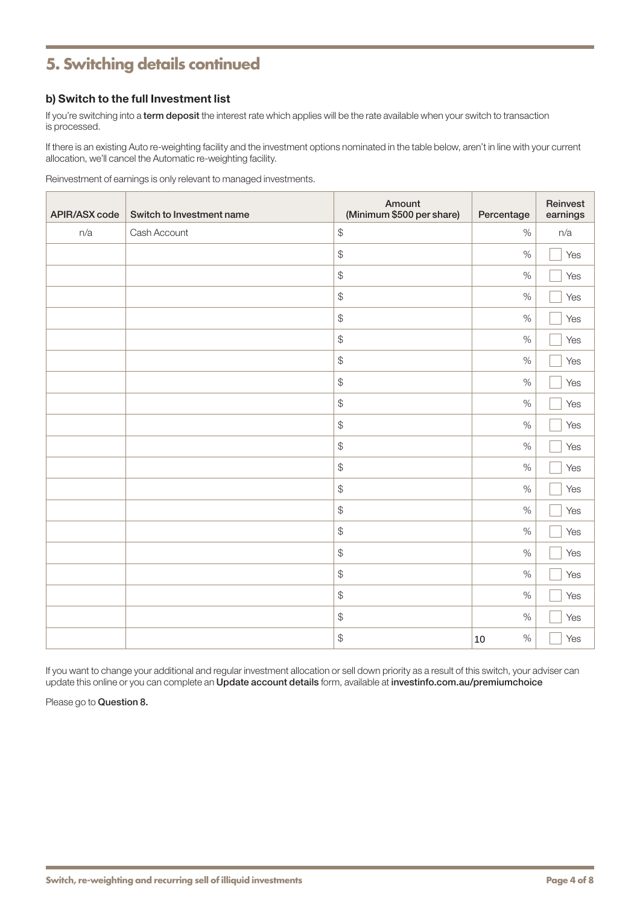## 5. Switching details continued

### b) Switch to the full Investment list

If you're switching into a **term deposit** the interest rate which applies will be the rate available when your switch to transaction is processed.

If there is an existing Auto re-weighting facility and the investment options nominated in the table below, aren't in line with your current allocation, we'll cancel the Automatic re-weighting facility.

Reinvestment of earnings is only relevant to managed investments.

| APIR/ASX code | Switch to Investment name | Amount (Minimum $500 per share) | Percentage | Reinvest earnings |
|---|---|---|---|---|
| n/a | Cash Account | $ | % | n/a |
| | | $ | % | ☐ Yes |
| | | $ | % | ☐ Yes |
| | | $ | % | ☐ Yes |
| | | $ | % | ☐ Yes |
| | | $ | % | ☐ Yes |
| | | $ | % | ☐ Yes |
| | | $ | % | ☐ Yes |
| | | $ | % | ☐ Yes |
| | | $ | % | ☐ Yes |
| | | $ | % | ☐ Yes |
| | | $ | % | ☐ Yes |
| | | $ | % | ☐ Yes |
| | | $ | % | ☐ Yes |
| | | $ | % | ☐ Yes |
| | | $ | % | ☐ Yes |
| | | $ | % | ☐ Yes |
| | | $ | % | ☐ Yes |
| | | $ | % | ☐ Yes |
| | | $ | 10 % | ☐ Yes |

If you want to change your additional and regular investment allocation or sell down priority as a result of this switch, your adviser can update this online or you can complete an **Update account details** form, available at **investinfo.com.au/premiumchoice**

Please go to **Question 8.**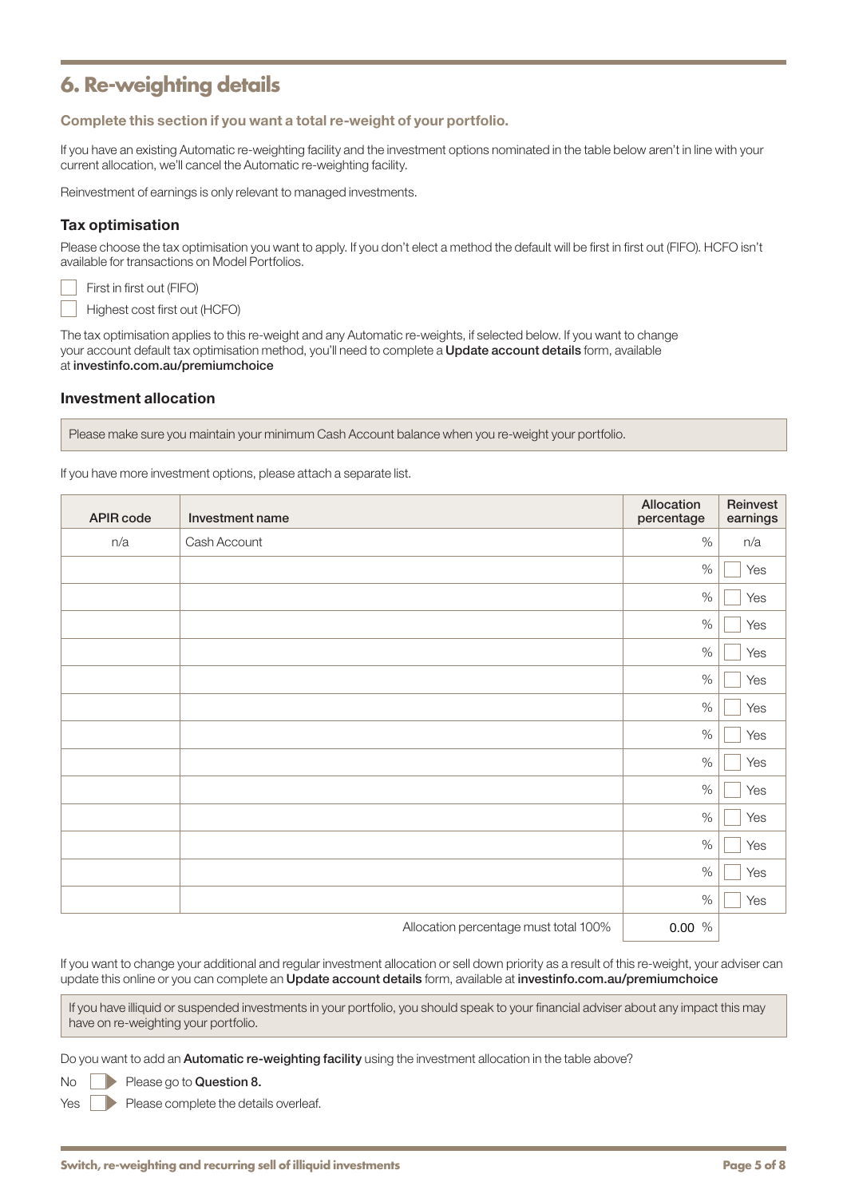## 6. Re-weighting details

**Complete this section if you want a total re-weight of your portfolio.**

If you have an existing Automatic re-weighting facility and the investment options nominated in the table below aren't in line with your current allocation, we'll cancel the Automatic re-weighting facility.

Reinvestment of earnings is only relevant to managed investments.

### Tax optimisation

Please choose the tax optimisation you want to apply. If you don't elect a method the default will be first in first out (FIFO). HCFO isn't available for transactions on Model Portfolios.

☐ First in first out (FIFO)

☐ Highest cost first out (HCFO)

The tax optimisation applies to this re-weight and any Automatic re-weights, if selected below. If you want to change your account default tax optimisation method, you'll need to complete a **Update account details** form, available at **investinfo.com.au/premiumchoice**

### Investment allocation

Please make sure you maintain your minimum Cash Account balance when you re-weight your portfolio.

If you have more investment options, please attach a separate list.

| APIR code | Investment name | Allocation percentage | Reinvest earnings |
|---|---|---|---|
| n/a | Cash Account | % | n/a |
| | | % | ☐ Yes |
| | | % | ☐ Yes |
| | | % | ☐ Yes |
| | | % | ☐ Yes |
| | | % | ☐ Yes |
| | | % | ☐ Yes |
| | | % | ☐ Yes |
| | | % | ☐ Yes |
| | | % | ☐ Yes |
| | | % | ☐ Yes |
| | | % | ☐ Yes |
| | | % | ☐ Yes |
| | | % | ☐ Yes |
| | Allocation percentage must total 100% | 0.00 % | |

If you want to change your additional and regular investment allocation or sell down priority as a result of this re-weight, your adviser can update this online or you can complete an **Update account details** form, available at **investinfo.com.au/premiumchoice**

If you have illiquid or suspended investments in your portfolio, you should speak to your financial adviser about any impact this may have on re-weighting your portfolio.

Do you want to add an **Automatic re-weighting facility** using the investment allocation in the table above?

No ☐ ▶ Please go to **Question 8.**

Yes ☐ ▶ Please complete the details overleaf.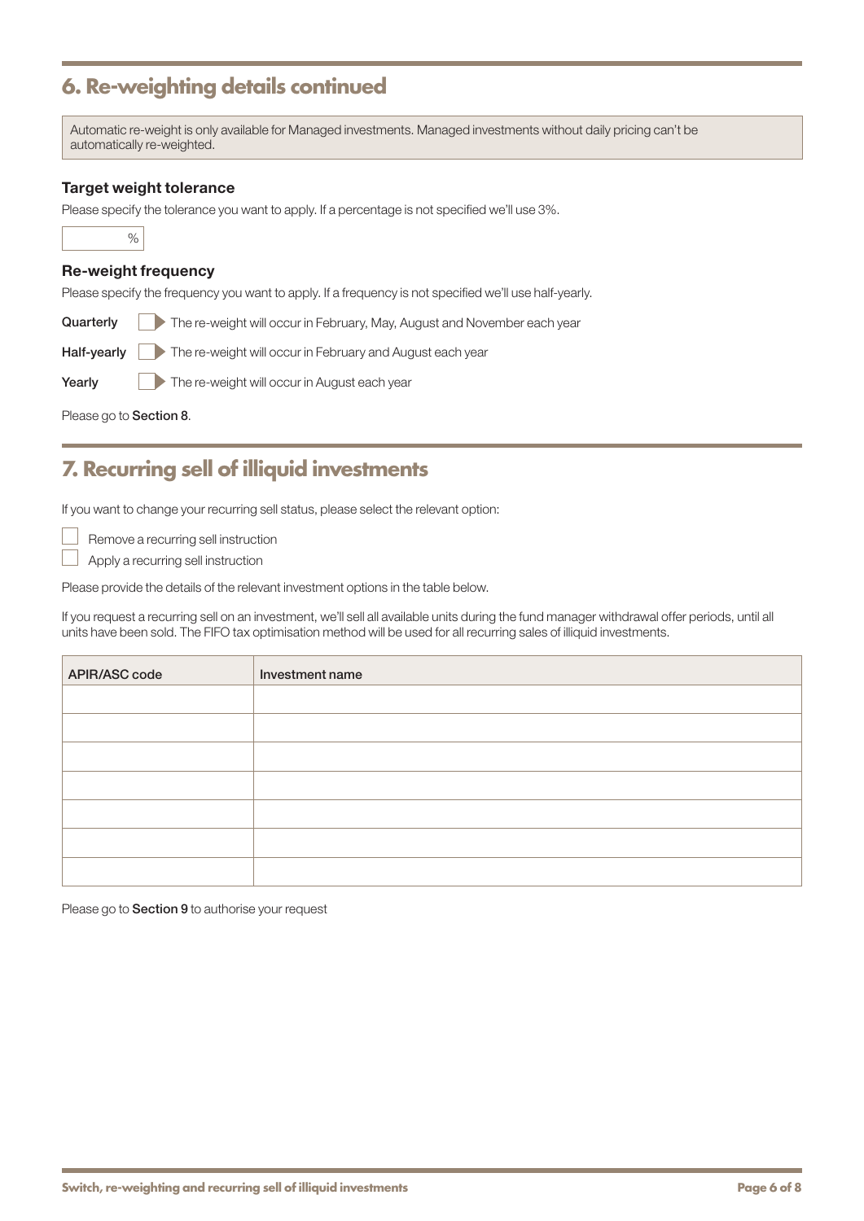## 6. Re-weighting details continued

Automatic re-weight is only available for Managed investments. Managed investments without daily pricing can't be automatically re-weighted.

### Target weight tolerance

Please specify the tolerance you want to apply. If a percentage is not specified we'll use 3%.

[ ] %

### Re-weight frequency

Please specify the frequency you want to apply. If a frequency is not specified we'll use half-yearly.

**Quarterly** [ ] The re-weight will occur in February, May, August and November each year

**Half-yearly** [ ] The re-weight will occur in February and August each year

**Yearly** [ ] The re-weight will occur in August each year

Please go to **Section 8**.

## 7. Recurring sell of illiquid investments

If you want to change your recurring sell status, please select the relevant option:

- [ ] Remove a recurring sell instruction
- [ ] Apply a recurring sell instruction

Please provide the details of the relevant investment options in the table below.

If you request a recurring sell on an investment, we'll sell all available units during the fund manager withdrawal offer periods, until all units have been sold. The FIFO tax optimisation method will be used for all recurring sales of illiquid investments.

| APIR/ASC code | Investment name |
|---|---|
| | |
| | |
| | |
| | |
| | |
| | |
| | |

Please go to **Section 9** to authorise your request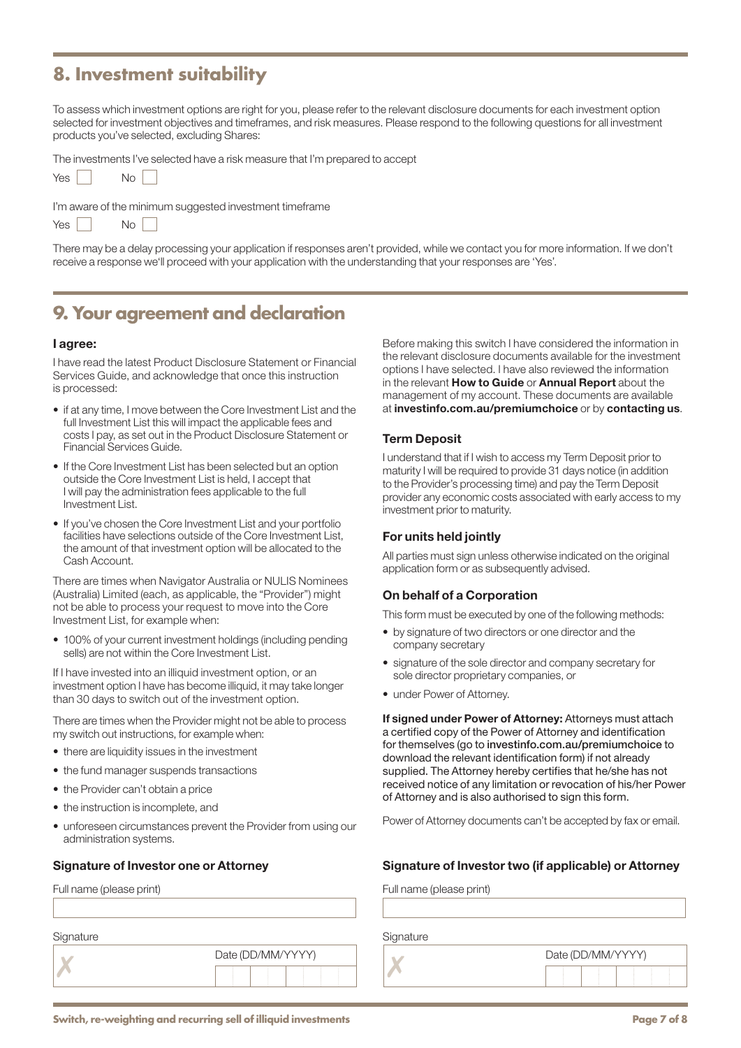## 8. Investment suitability

To assess which investment options are right for you, please refer to the relevant disclosure documents for each investment option selected for investment objectives and timeframes, and risk measures. Please respond to the following questions for all investment products you've selected, excluding Shares:

The investments I've selected have a risk measure that I'm prepared to accept

Yes ☐ No ☐

I'm aware of the minimum suggested investment timeframe

Yes ☐ No ☐

There may be a delay processing your application if responses aren't provided, while we contact you for more information. If we don't receive a response we'll proceed with your application with the understanding that your responses are 'Yes'.

## 9. Your agreement and declaration

### I agree:

I have read the latest Product Disclosure Statement or Financial Services Guide, and acknowledge that once this instruction is processed:

- if at any time, I move between the Core Investment List and the full Investment List this will impact the applicable fees and costs I pay, as set out in the Product Disclosure Statement or Financial Services Guide.
- If the Core Investment List has been selected but an option outside the Core Investment List is held, I accept that I will pay the administration fees applicable to the full Investment List.
- If you've chosen the Core Investment List and your portfolio facilities have selections outside of the Core Investment List, the amount of that investment option will be allocated to the Cash Account.

There are times when Navigator Australia or NULIS Nominees (Australia) Limited (each, as applicable, the "Provider") might not be able to process your request to move into the Core Investment List, for example when:

- 100% of your current investment holdings (including pending sells) are not within the Core Investment List.

If I have invested into an illiquid investment option, or an investment option I have has become illiquid, it may take longer than 30 days to switch out of the investment option.

There are times when the Provider might not be able to process my switch out instructions, for example when:

- there are liquidity issues in the investment
- the fund manager suspends transactions
- the Provider can't obtain a price
- the instruction is incomplete, and
- unforeseen circumstances prevent the Provider from using our administration systems.

Before making this switch I have considered the information in the relevant disclosure documents available for the investment options I have selected. I have also reviewed the information in the relevant **How to Guide** or **Annual Report** about the management of my account. These documents are available at **investinfo.com.au/premiumchoice** or by **contacting us**.

### Term Deposit

I understand that if I wish to access my Term Deposit prior to maturity I will be required to provide 31 days notice (in addition to the Provider's processing time) and pay the Term Deposit provider any economic costs associated with early access to my investment prior to maturity.

### For units held jointly

All parties must sign unless otherwise indicated on the original application form or as subsequently advised.

### On behalf of a Corporation

This form must be executed by one of the following methods:

- by signature of two directors or one director and the company secretary
- signature of the sole director and company secretary for sole director proprietary companies, or
- under Power of Attorney.

**If signed under Power of Attorney:** Attorneys must attach a certified copy of the Power of Attorney and identification for themselves (go to investinfo.com.au/premiumchoice to download the relevant identification form) if not already supplied. The Attorney hereby certifies that he/she has not received notice of any limitation or revocation of his/her Power of Attorney and is also authorised to sign this form.

Power of Attorney documents can't be accepted by fax or email.

### Signature of Investor one or Attorney

Full name (please print)

Signature

Date (DD/MM/YYYY)

### Signature of Investor two (if applicable) or Attorney

Full name (please print)

Signature

Date (DD/MM/YYYY)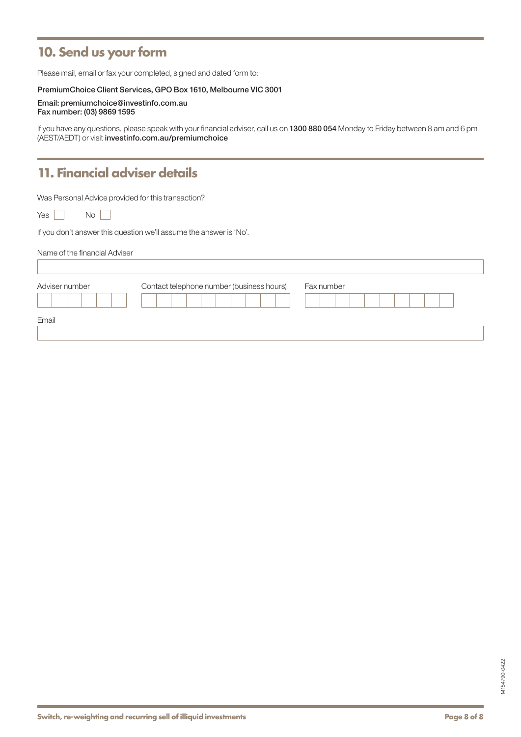## 10. Send us your form

Please mail, email or fax your completed, signed and dated form to:

**PremiumChoice Client Services, GPO Box 1610, Melbourne VIC 3001**

**Email: premiumchoice@investinfo.com.au**
**Fax number: (03) 9869 1595**

If you have any questions, please speak with your financial adviser, call us on **1300 880 054** Monday to Friday between 8 am and 6 pm (AEST/AEDT) or visit **investinfo.com.au/premiumchoice**

## 11. Financial adviser details

Was Personal Advice provided for this transaction?

Yes ☐ No ☐

If you don't answer this question we'll assume the answer is 'No'.

Name of the financial Adviser

Adviser number

Contact telephone number (business hours)

Fax number

Email

M154790-0422